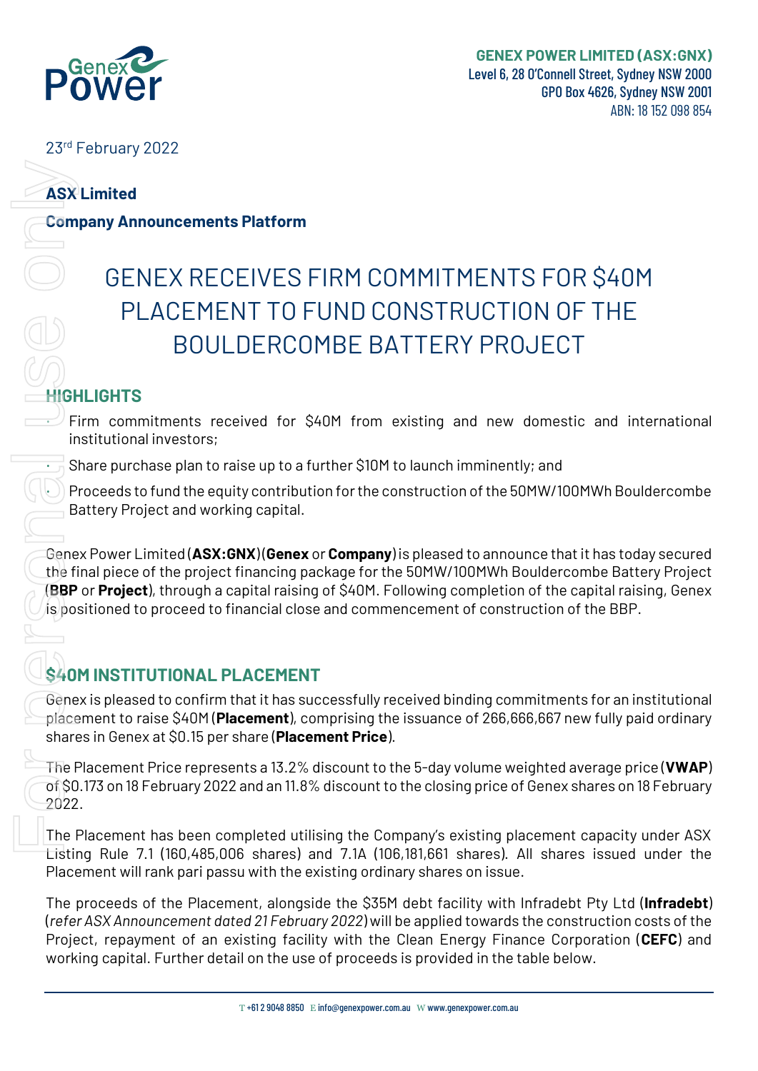GENEX POWER LIMITED (ASX:GNX)
Level 6, 28 O'Connell Street, Sydney NSW 2000
GPO Box 4626, Sydney NSW 2001
ABN: 18 152 098 854

23rd February 2022

**ASX Limited**

**Company Announcements Platform**

# GENEX RECEIVES FIRM COMMITMENTS FOR $40M PLACEMENT TO FUND CONSTRUCTION OF THE BOULDERCOMBE BATTERY PROJECT

## HIGHLIGHTS

- Firm commitments received for $40M from existing and new domestic and international institutional investors;
- Share purchase plan to raise up to a further $10M to launch imminently; and
- Proceeds to fund the equity contribution for the construction of the 50MW/100MWh Bouldercombe Battery Project and working capital.

Genex Power Limited (**ASX:GNX**) (**Genex** or **Company**) is pleased to announce that it has today secured the final piece of the project financing package for the 50MW/100MWh Bouldercombe Battery Project (**BBP** or **Project**), through a capital raising of $40M. Following completion of the capital raising, Genex is positioned to proceed to financial close and commencement of construction of the BBP.

## $40M INSTITUTIONAL PLACEMENT

Genex is pleased to confirm that it has successfully received binding commitments for an institutional placement to raise $40M (**Placement**), comprising the issuance of 266,666,667 new fully paid ordinary shares in Genex at $0.15 per share (**Placement Price**).

The Placement Price represents a 13.2% discount to the 5-day volume weighted average price (**VWAP**) of $0.173 on 18 February 2022 and an 11.8% discount to the closing price of Genex shares on 18 February 2022.

The Placement has been completed utilising the Company's existing placement capacity under ASX Listing Rule 7.1 (160,485,006 shares) and 7.1A (106,181,661 shares). All shares issued under the Placement will rank pari passu with the existing ordinary shares on issue.

The proceeds of the Placement, alongside the $35M debt facility with Infradebt Pty Ltd (**Infradebt**) (*refer ASX Announcement dated 21 February 2022*) will be applied towards the construction costs of the Project, repayment of an existing facility with the Clean Energy Finance Corporation (**CEFC**) and working capital. Further detail on the use of proceeds is provided in the table below.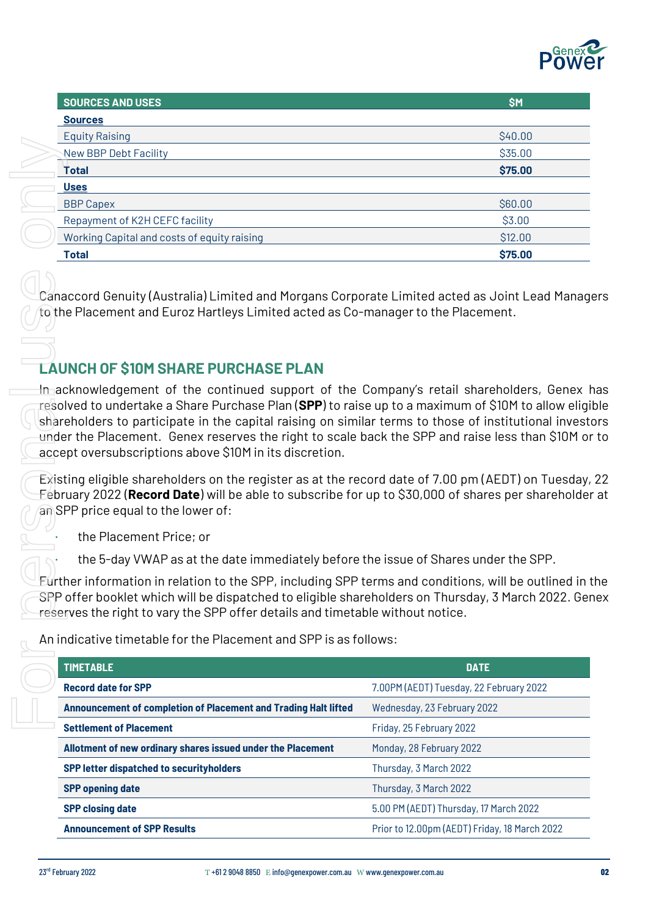| SOURCES AND USES | $M |
|---|---|
| **Sources** | |
| Equity Raising | $40.00 |
| New BBP Debt Facility | $35.00 |
| **Total** | **$75.00** |
| **Uses** | |
| BBP Capex | $60.00 |
| Repayment of K2H CEFC facility | $3.00 |
| Working Capital and costs of equity raising | $12.00 |
| **Total** | **$75.00** |

Canaccord Genuity (Australia) Limited and Morgans Corporate Limited acted as Joint Lead Managers to the Placement and Euroz Hartleys Limited acted as Co-manager to the Placement.

## LAUNCH OF $10M SHARE PURCHASE PLAN

In acknowledgement of the continued support of the Company's retail shareholders, Genex has resolved to undertake a Share Purchase Plan (**SPP**) to raise up to a maximum of $10M to allow eligible shareholders to participate in the capital raising on similar terms to those of institutional investors under the Placement. Genex reserves the right to scale back the SPP and raise less than $10M or to accept oversubscriptions above $10M in its discretion.

Existing eligible shareholders on the register as at the record date of 7.00 pm (AEDT) on Tuesday, 22 February 2022 (**Record Date**) will be able to subscribe for up to $30,000 of shares per shareholder at an SPP price equal to the lower of:

- the Placement Price; or
- the 5-day VWAP as at the date immediately before the issue of Shares under the SPP.

Further information in relation to the SPP, including SPP terms and conditions, will be outlined in the SPP offer booklet which will be dispatched to eligible shareholders on Thursday, 3 March 2022. Genex reserves the right to vary the SPP offer details and timetable without notice.

An indicative timetable for the Placement and SPP is as follows:

| TIMETABLE | DATE |
|---|---|
| **Record date for SPP** | 7.00PM (AEDT) Tuesday, 22 February 2022 |
| **Announcement of completion of Placement and Trading Halt lifted** | Wednesday, 23 February 2022 |
| **Settlement of Placement** | Friday, 25 February 2022 |
| **Allotment of new ordinary shares issued under the Placement** | Monday, 28 February 2022 |
| **SPP letter dispatched to securityholders** | Thursday, 3 March 2022 |
| **SPP opening date** | Thursday, 3 March 2022 |
| **SPP closing date** | 5.00 PM (AEDT) Thursday, 17 March 2022 |
| **Announcement of SPP Results** | Prior to 12.00pm (AEDT) Friday, 18 March 2022 |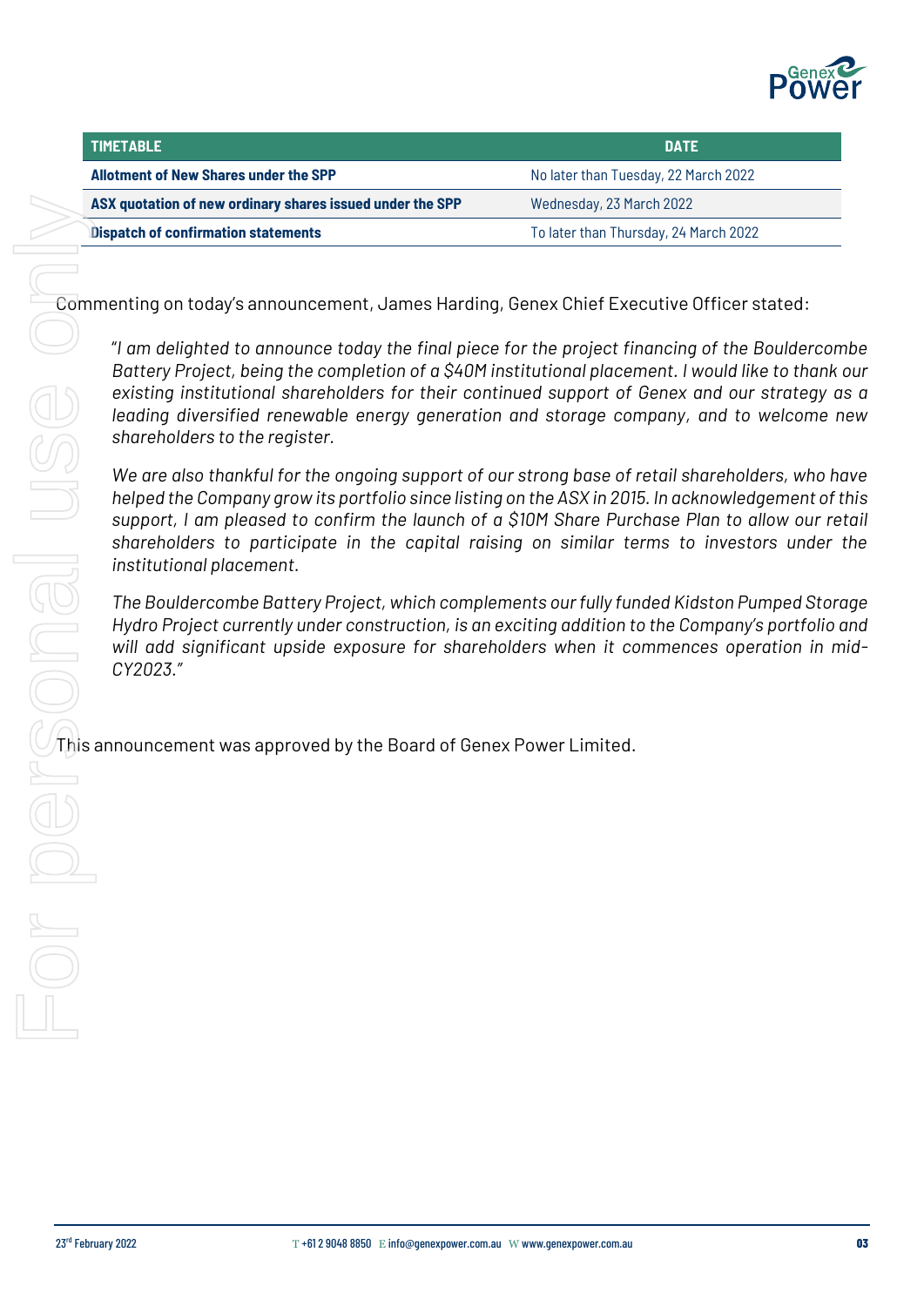| TIMETABLE | DATE |
| --- | --- |
| **Allotment of New Shares under the SPP** | No later than Tuesday, 22 March 2022 |
| **ASX quotation of new ordinary shares issued under the SPP** | Wednesday, 23 March 2022 |
| **Dispatch of confirmation statements** | To later than Thursday, 24 March 2022 |

Commenting on today's announcement, James Harding, Genex Chief Executive Officer stated:

*"I am delighted to announce today the final piece for the project financing of the Bouldercombe Battery Project, being the completion of a $40M institutional placement. I would like to thank our existing institutional shareholders for their continued support of Genex and our strategy as a leading diversified renewable energy generation and storage company, and to welcome new shareholders to the register.*

*We are also thankful for the ongoing support of our strong base of retail shareholders, who have helped the Company grow its portfolio since listing on the ASX in 2015. In acknowledgement of this support, I am pleased to confirm the launch of a $10M Share Purchase Plan to allow our retail shareholders to participate in the capital raising on similar terms to investors under the institutional placement.*

*The Bouldercombe Battery Project, which complements our fully funded Kidston Pumped Storage Hydro Project currently under construction, is an exciting addition to the Company's portfolio and will add significant upside exposure for shareholders when it commences operation in mid-CY2023."*

This announcement was approved by the Board of Genex Power Limited.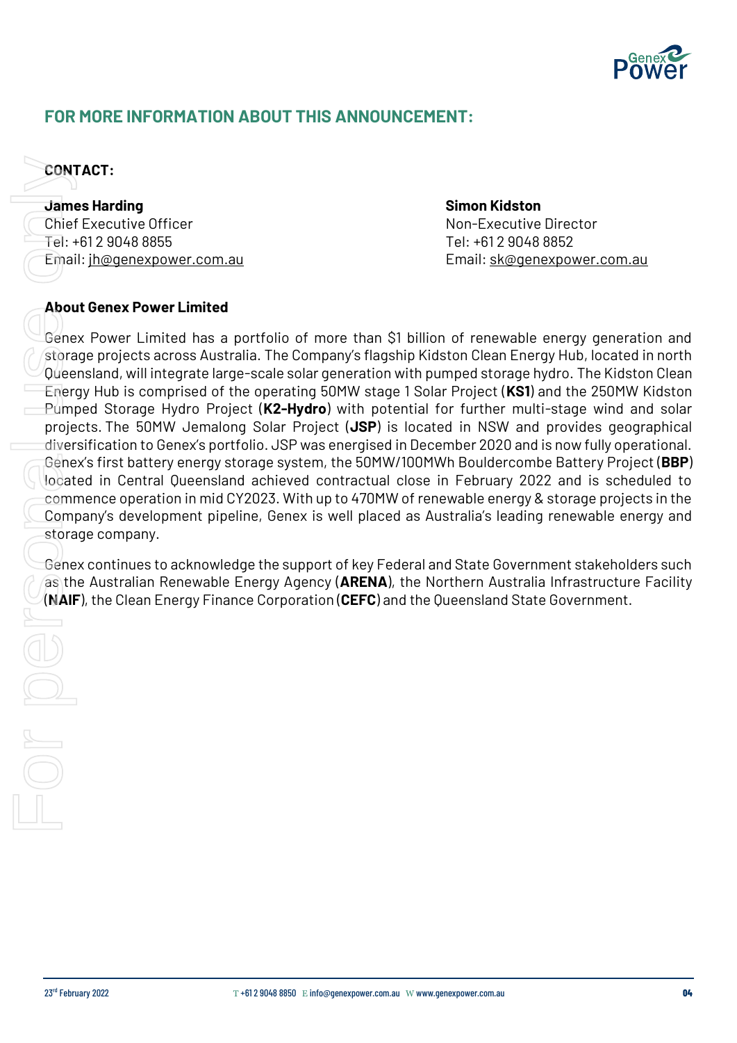## FOR MORE INFORMATION ABOUT THIS ANNOUNCEMENT:

**CONTACT:**

**James Harding**
Chief Executive Officer
Tel: +61 2 9048 8855
Email: jh@genexpower.com.au

**Simon Kidston**
Non-Executive Director
Tel: +61 2 9048 8852
Email: sk@genexpower.com.au

**About Genex Power Limited**

Genex Power Limited has a portfolio of more than $1 billion of renewable energy generation and storage projects across Australia. The Company's flagship Kidston Clean Energy Hub, located in north Queensland, will integrate large-scale solar generation with pumped storage hydro. The Kidston Clean Energy Hub is comprised of the operating 50MW stage 1 Solar Project (**KS1**) and the 250MW Kidston Pumped Storage Hydro Project (**K2-Hydro**) with potential for further multi-stage wind and solar projects. The 50MW Jemalong Solar Project (**JSP**) is located in NSW and provides geographical diversification to Genex's portfolio. JSP was energised in December 2020 and is now fully operational. Genex's first battery energy storage system, the 50MW/100MWh Bouldercombe Battery Project (**BBP**) located in Central Queensland achieved contractual close in February 2022 and is scheduled to commence operation in mid CY2023. With up to 470MW of renewable energy & storage projects in the Company's development pipeline, Genex is well placed as Australia's leading renewable energy and storage company.

Genex continues to acknowledge the support of key Federal and State Government stakeholders such as the Australian Renewable Energy Agency (**ARENA**), the Northern Australia Infrastructure Facility (**NAIF**), the Clean Energy Finance Corporation (**CEFC**) and the Queensland State Government.